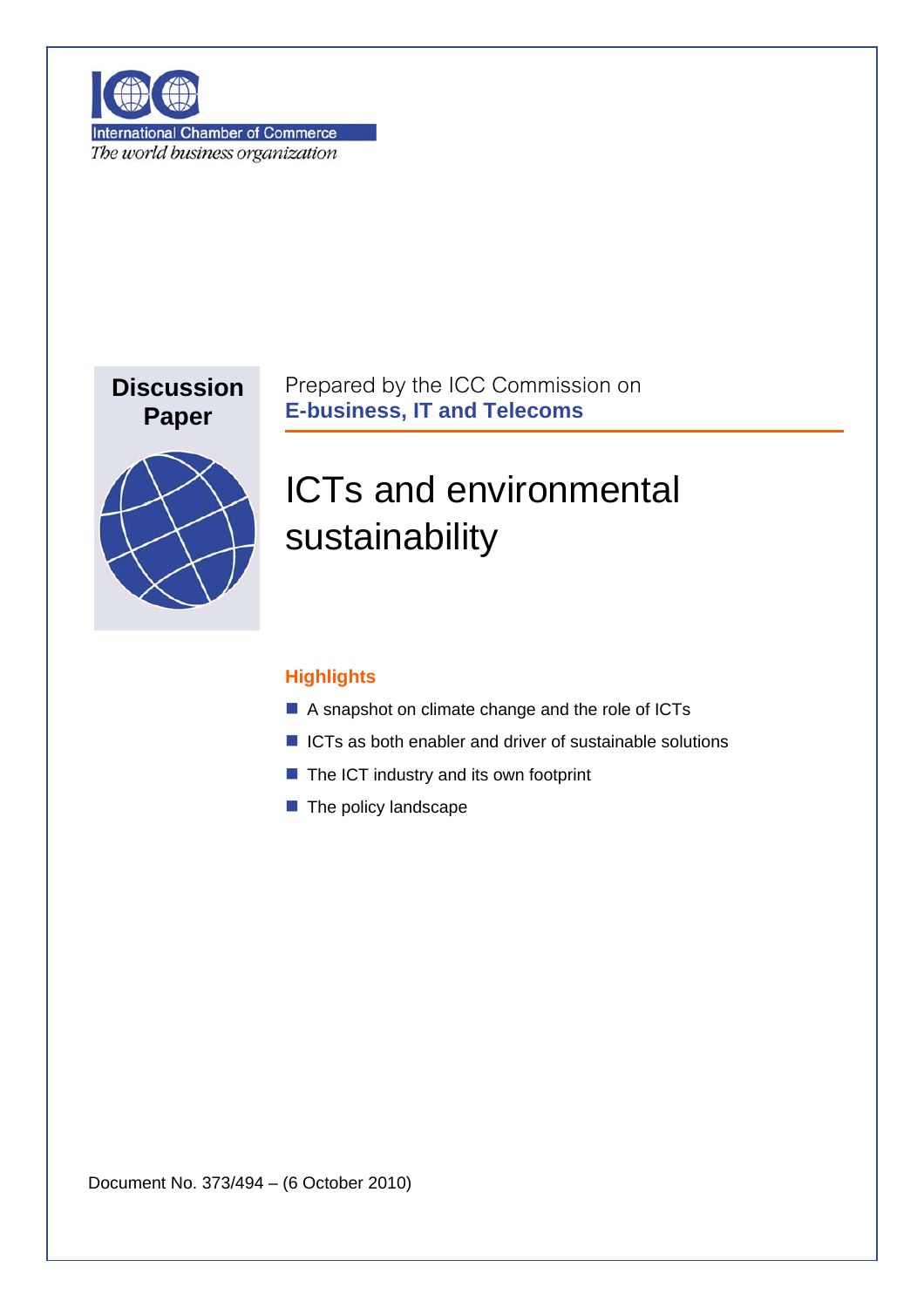International Chamber of Commerce
*The world business organization*

**Discussion Paper**

Prepared by the ICC Commission on
**E-business, IT and Telecoms**

# ICTs and environmental sustainability

## Highlights

- A snapshot on climate change and the role of ICTs
- ICTs as both enabler and driver of sustainable solutions
- The ICT industry and its own footprint
- The policy landscape

Document No. 373/494 – (6 October 2010)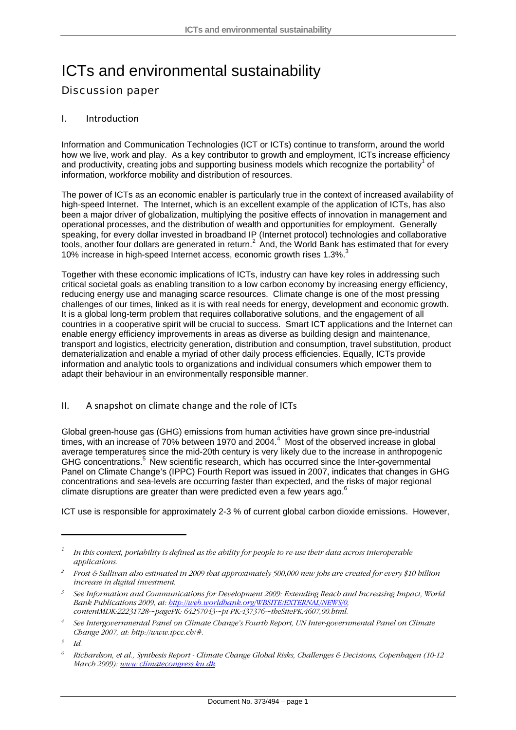# ICTs and environmental sustainability

## Discussion paper

### I. Introduction

Information and Communication Technologies (ICT or ICTs) continue to transform, around the world how we live, work and play. As a key contributor to growth and employment, ICTs increase efficiency and productivity, creating jobs and supporting business models which recognize the portability[1] of information, workforce mobility and distribution of resources.

The power of ICTs as an economic enabler is particularly true in the context of increased availability of high-speed Internet. The Internet, which is an excellent example of the application of ICTs, has also been a major driver of globalization, multiplying the positive effects of innovation in management and operational processes, and the distribution of wealth and opportunities for employment. Generally speaking, for every dollar invested in broadband IP (Internet protocol) technologies and collaborative tools, another four dollars are generated in return.[2] And, the World Bank has estimated that for every 10% increase in high-speed Internet access, economic growth rises 1.3%.[3]

Together with these economic implications of ICTs, industry can have key roles in addressing such critical societal goals as enabling transition to a low carbon economy by increasing energy efficiency, reducing energy use and managing scarce resources. Climate change is one of the most pressing challenges of our times, linked as it is with real needs for energy, development and economic growth. It is a global long-term problem that requires collaborative solutions, and the engagement of all countries in a cooperative spirit will be crucial to success. Smart ICT applications and the Internet can enable energy efficiency improvements in areas as diverse as building design and maintenance, transport and logistics, electricity generation, distribution and consumption, travel substitution, product dematerialization and enable a myriad of other daily process efficiencies. Equally, ICTs provide information and analytic tools to organizations and individual consumers which empower them to adapt their behaviour in an environmentally responsible manner.

### II. A snapshot on climate change and the role of ICTs

Global green-house gas (GHG) emissions from human activities have grown since pre-industrial times, with an increase of 70% between 1970 and 2004.[4] Most of the observed increase in global average temperatures since the mid-20th century is very likely due to the increase in anthropogenic GHG concentrations.[5] New scientific research, which has occurred since the Inter-governmental Panel on Climate Change's (IPPC) Fourth Report was issued in 2007, indicates that changes in GHG concentrations and sea-levels are occurring faster than expected, and the risks of major regional climate disruptions are greater than were predicted even a few years ago.[6]

ICT use is responsible for approximately 2-3 % of current global carbon dioxide emissions. However,

---

[1] *In this context, portability is defined as the ability for people to re-use their data across interoperable applications.*

[2] *Frost & Sullivan also estimated in 2009 that approximately 500,000 new jobs are created for every $10 billion increase in digital investment.*

[3] *See Information and Communications for Development 2009: Extending Reach and Increasing Impact, World Bank Publications 2009, at: http://web.worldbank.org/WBSITE/EXTERNAL/NEWS/0, contentMDK:22231728~pagePK: 64257043~pi PK:437376~theSitePK:4607,00.html.*

[4] *See Intergovernmental Panel on Climate Change's Fourth Report, UN Inter-governmental Panel on Climate Change 2007, at: http://www.ipcc.ch/#.*

[5] *Id.*

[6] *Richardson, et al., Synthesis Report - Climate Change Global Risks, Challenges & Decisions, Copenhagen (10-12 March 2009): www.climatecongress.ku.dk.*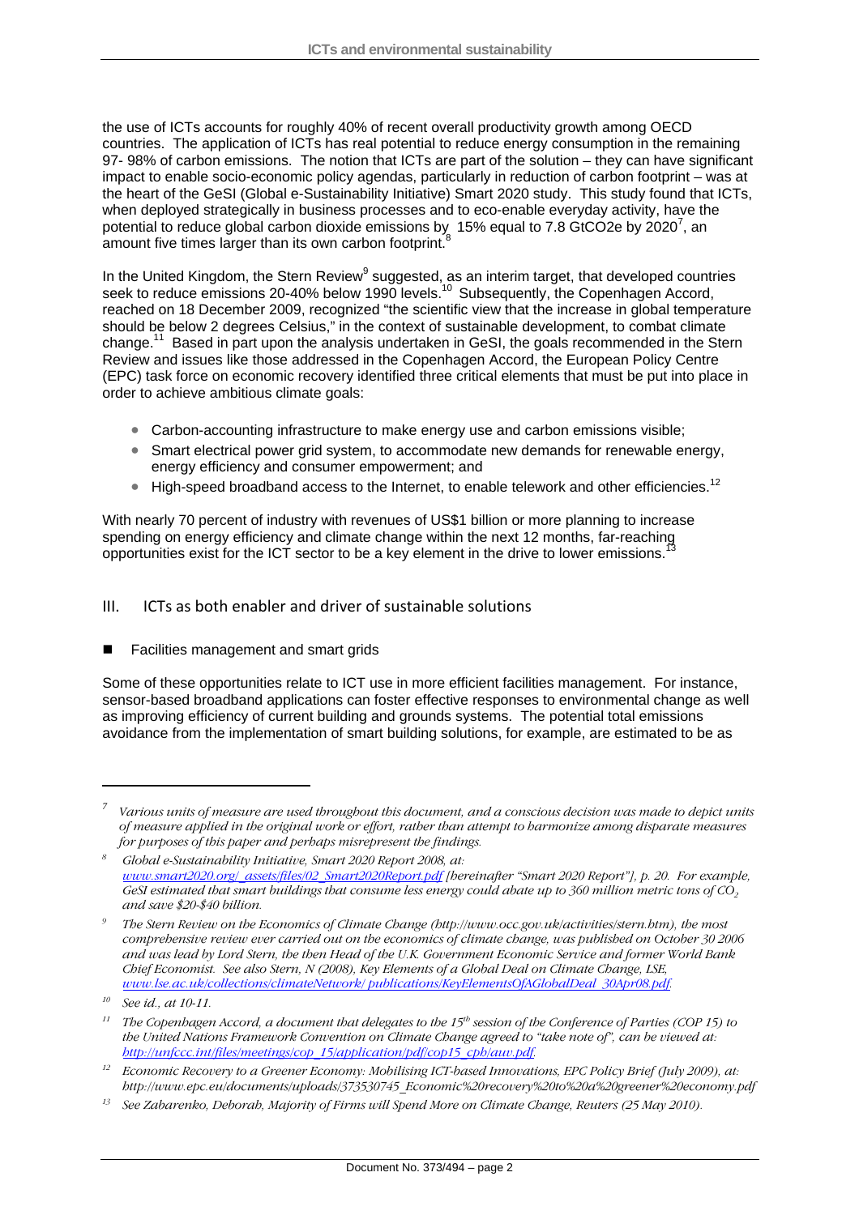the use of ICTs accounts for roughly 40% of recent overall productivity growth among OECD countries. The application of ICTs has real potential to reduce energy consumption in the remaining 97- 98% of carbon emissions. The notion that ICTs are part of the solution – they can have significant impact to enable socio-economic policy agendas, particularly in reduction of carbon footprint – was at the heart of the GeSI (Global e-Sustainability Initiative) Smart 2020 study. This study found that ICTs, when deployed strategically in business processes and to eco-enable everyday activity, have the potential to reduce global carbon dioxide emissions by 15% equal to 7.8 GtCO2e by 2020[7], an amount five times larger than its own carbon footprint.[8]

In the United Kingdom, the Stern Review[9] suggested, as an interim target, that developed countries seek to reduce emissions 20-40% below 1990 levels.[10] Subsequently, the Copenhagen Accord, reached on 18 December 2009, recognized "the scientific view that the increase in global temperature should be below 2 degrees Celsius," in the context of sustainable development, to combat climate change.[11] Based in part upon the analysis undertaken in GeSI, the goals recommended in the Stern Review and issues like those addressed in the Copenhagen Accord, the European Policy Centre (EPC) task force on economic recovery identified three critical elements that must be put into place in order to achieve ambitious climate goals:

- Carbon-accounting infrastructure to make energy use and carbon emissions visible;
- Smart electrical power grid system, to accommodate new demands for renewable energy, energy efficiency and consumer empowerment; and
- High-speed broadband access to the Internet, to enable telework and other efficiencies.[12]

With nearly 70 percent of industry with revenues of US$1 billion or more planning to increase spending on energy efficiency and climate change within the next 12 months, far-reaching opportunities exist for the ICT sector to be a key element in the drive to lower emissions.[13]

## III. ICTs as both enabler and driver of sustainable solutions

- Facilities management and smart grids

Some of these opportunities relate to ICT use in more efficient facilities management. For instance, sensor-based broadband applications can foster effective responses to environmental change as well as improving efficiency of current building and grounds systems. The potential total emissions avoidance from the implementation of smart building solutions, for example, are estimated to be as

---

[7] *Various units of measure are used throughout this document, and a conscious decision was made to depict units of measure applied in the original work or effort, rather than attempt to harmonize among disparate measures for purposes of this paper and perhaps misrepresent the findings.*

[8] *Global e-Sustainability Initiative, Smart 2020 Report 2008, at: www.smart2020.org/_assets/files/02_Smart2020Report.pdf [hereinafter "Smart 2020 Report"], p. 20. For example, GeSI estimated that smart buildings that consume less energy could abate up to 360 million metric tons of $CO_2$ and save $20-$40 billion.*

[9] *The Stern Review on the Economics of Climate Change (http://www.occ.gov.uk/activities/stern.htm), the most comprehensive review ever carried out on the economics of climate change, was published on October 30 2006 and was lead by Lord Stern, the then Head of the U.K. Government Economic Service and former World Bank Chief Economist. See also Stern, N (2008), Key Elements of a Global Deal on Climate Change, LSE, www.lse.ac.uk/collections/climateNetwork/ publications/KeyElementsOfAGlobalDeal_30Apr08.pdf.*

[10] *See id., at 10-11.*

[11] *The Copenhagen Accord, a document that delegates to the 15th session of the Conference of Parties (COP 15) to the United Nations Framework Convention on Climate Change agreed to "take note of", can be viewed at: http://unfccc.int/files/meetings/cop_15/application/pdf/cop15_cph/auv.pdf.*

[12] *Economic Recovery to a Greener Economy: Mobilising ICT-based Innovations, EPC Policy Brief (July 2009), at: http://www.epc.eu/documents/uploads/373530745_Economic%20recovery%20to%20a%20greener%20economy.pdf*

[13] *See Zabarenko, Deborah, Majority of Firms will Spend More on Climate Change, Reuters (25 May 2010).*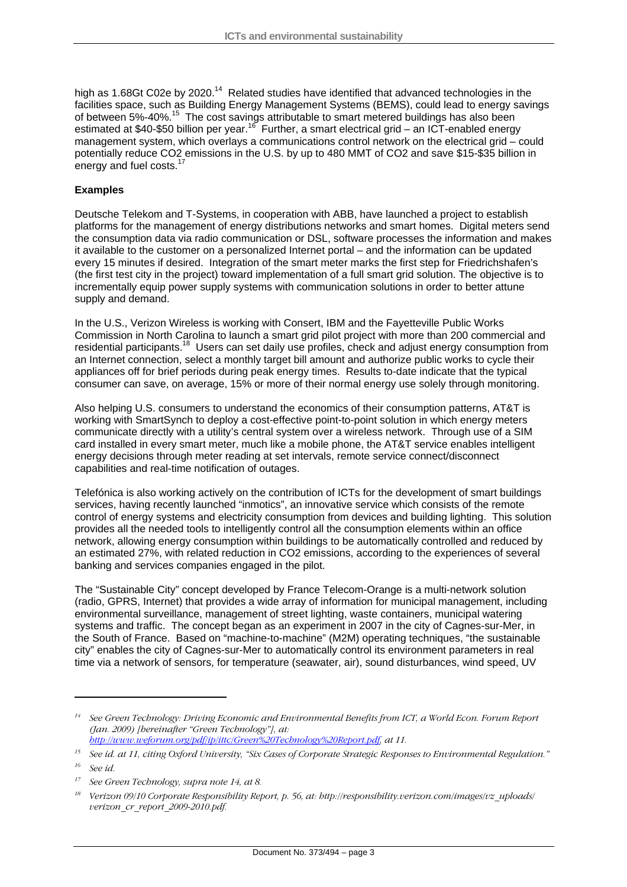high as 1.68Gt C02e by 2020.[14] Related studies have identified that advanced technologies in the facilities space, such as Building Energy Management Systems (BEMS), could lead to energy savings of between 5%-40%.[15] The cost savings attributable to smart metered buildings has also been estimated at $40-$50 billion per year.[16] Further, a smart electrical grid – an ICT-enabled energy management system, which overlays a communications control network on the electrical grid – could potentially reduce CO2 emissions in the U.S. by up to 480 MMT of CO2 and save $15-$35 billion in energy and fuel costs.[17]

**Examples**

Deutsche Telekom and T-Systems, in cooperation with ABB, have launched a project to establish platforms for the management of energy distributions networks and smart homes. Digital meters send the consumption data via radio communication or DSL, software processes the information and makes it available to the customer on a personalized Internet portal – and the information can be updated every 15 minutes if desired. Integration of the smart meter marks the first step for Friedrichshafen's (the first test city in the project) toward implementation of a full smart grid solution. The objective is to incrementally equip power supply systems with communication solutions in order to better attune supply and demand.

In the U.S., Verizon Wireless is working with Consert, IBM and the Fayetteville Public Works Commission in North Carolina to launch a smart grid pilot project with more than 200 commercial and residential participants.[18] Users can set daily use profiles, check and adjust energy consumption from an Internet connection, select a monthly target bill amount and authorize public works to cycle their appliances off for brief periods during peak energy times. Results to-date indicate that the typical consumer can save, on average, 15% or more of their normal energy use solely through monitoring.

Also helping U.S. consumers to understand the economics of their consumption patterns, AT&T is working with SmartSynch to deploy a cost-effective point-to-point solution in which energy meters communicate directly with a utility's central system over a wireless network. Through use of a SIM card installed in every smart meter, much like a mobile phone, the AT&T service enables intelligent energy decisions through meter reading at set intervals, remote service connect/disconnect capabilities and real-time notification of outages.

Telefónica is also working actively on the contribution of ICTs for the development of smart buildings services, having recently launched "inmotics", an innovative service which consists of the remote control of energy systems and electricity consumption from devices and building lighting. This solution provides all the needed tools to intelligently control all the consumption elements within an office network, allowing energy consumption within buildings to be automatically controlled and reduced by an estimated 27%, with related reduction in CO2 emissions, according to the experiences of several banking and services companies engaged in the pilot.

The "Sustainable City" concept developed by France Telecom-Orange is a multi-network solution (radio, GPRS, Internet) that provides a wide array of information for municipal management, including environmental surveillance, management of street lighting, waste containers, municipal watering systems and traffic. The concept began as an experiment in 2007 in the city of Cagnes-sur-Mer, in the South of France. Based on "machine-to-machine" (M2M) operating techniques, "the sustainable city" enables the city of Cagnes-sur-Mer to automatically control its environment parameters in real time via a network of sensors, for temperature (seawater, air), sound disturbances, wind speed, UV

---

[14] *See Green Technology: Driving Economic and Environmental Benefits from ICT, a World Econ. Forum Report (Jan. 2009) [hereinafter "Green Technology"], at: http://www.weforum.org/pdf/ip/ittc/Green%20Technology%20Report.pdf, at 11.*

[15] *See id. at 11, citing Oxford University, "Six Cases of Corporate Strategic Responses to Environmental Regulation."*

[16] *See id.*

[17] *See Green Technology, supra note 14, at 8.*

[18] *Verizon 09/10 Corporate Responsibility Report, p. 56, at: http://responsibility.verizon.com/images/vz_uploads/verizon_cr_report_2009-2010.pdf.*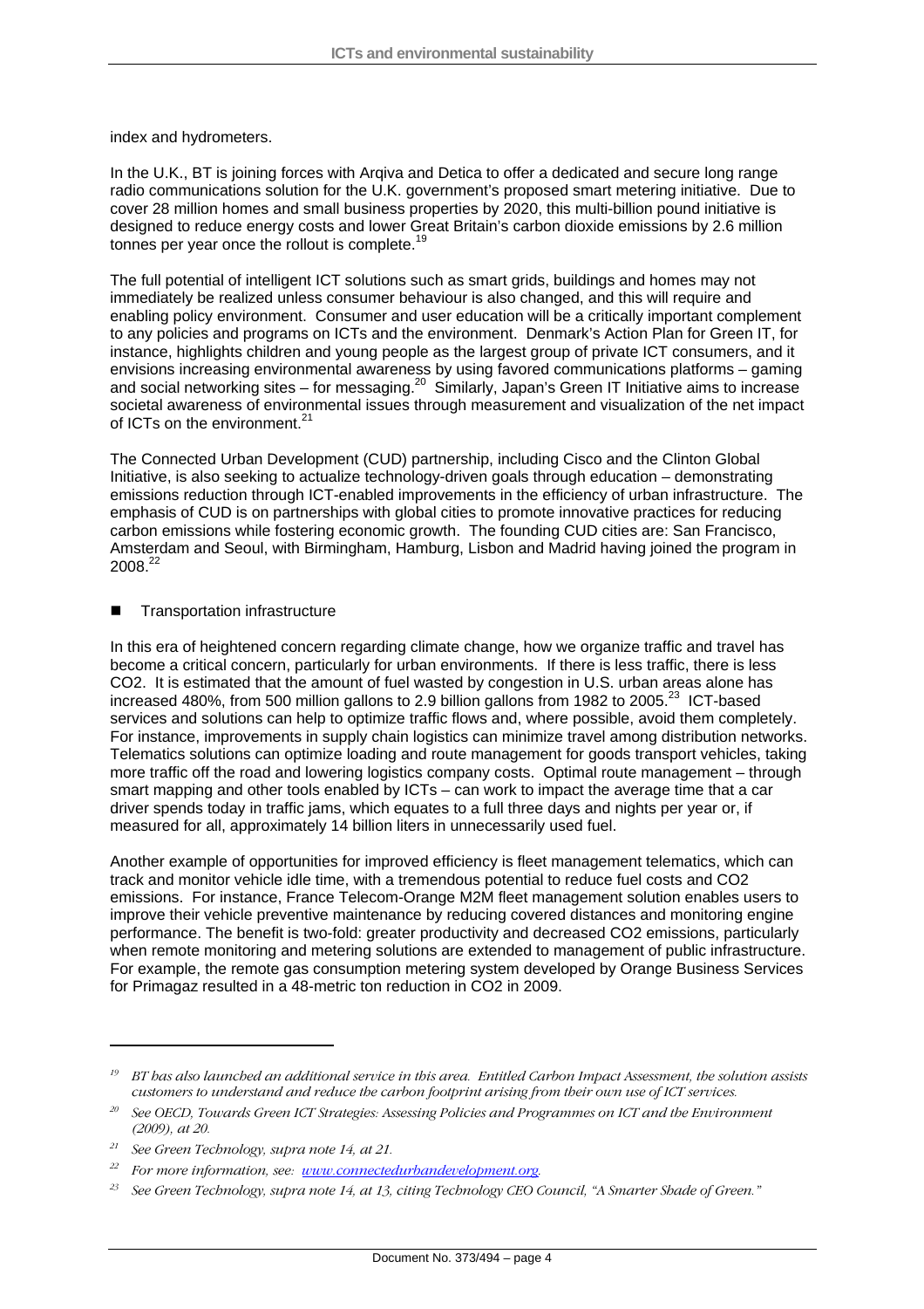index and hydrometers.

In the U.K., BT is joining forces with Arqiva and Detica to offer a dedicated and secure long range radio communications solution for the U.K. government's proposed smart metering initiative. Due to cover 28 million homes and small business properties by 2020, this multi-billion pound initiative is designed to reduce energy costs and lower Great Britain's carbon dioxide emissions by 2.6 million tonnes per year once the rollout is complete.[19]

The full potential of intelligent ICT solutions such as smart grids, buildings and homes may not immediately be realized unless consumer behaviour is also changed, and this will require and enabling policy environment. Consumer and user education will be a critically important complement to any policies and programs on ICTs and the environment. Denmark's Action Plan for Green IT, for instance, highlights children and young people as the largest group of private ICT consumers, and it envisions increasing environmental awareness by using favored communications platforms – gaming and social networking sites – for messaging.[20] Similarly, Japan's Green IT Initiative aims to increase societal awareness of environmental issues through measurement and visualization of the net impact of ICTs on the environment.[21]

The Connected Urban Development (CUD) partnership, including Cisco and the Clinton Global Initiative, is also seeking to actualize technology-driven goals through education – demonstrating emissions reduction through ICT-enabled improvements in the efficiency of urban infrastructure. The emphasis of CUD is on partnerships with global cities to promote innovative practices for reducing carbon emissions while fostering economic growth. The founding CUD cities are: San Francisco, Amsterdam and Seoul, with Birmingham, Hamburg, Lisbon and Madrid having joined the program in 2008.[22]

- Transportation infrastructure

In this era of heightened concern regarding climate change, how we organize traffic and travel has become a critical concern, particularly for urban environments. If there is less traffic, there is less $CO_2$. It is estimated that the amount of fuel wasted by congestion in U.S. urban areas alone has increased 480%, from 500 million gallons to 2.9 billion gallons from 1982 to 2005.[23] ICT-based services and solutions can help to optimize traffic flows and, where possible, avoid them completely. For instance, improvements in supply chain logistics can minimize travel among distribution networks. Telematics solutions can optimize loading and route management for goods transport vehicles, taking more traffic off the road and lowering logistics company costs. Optimal route management – through smart mapping and other tools enabled by ICTs – can work to impact the average time that a car driver spends today in traffic jams, which equates to a full three days and nights per year or, if measured for all, approximately 14 billion liters in unnecessarily used fuel.

Another example of opportunities for improved efficiency is fleet management telematics, which can track and monitor vehicle idle time, with a tremendous potential to reduce fuel costs and $CO_2$ emissions. For instance, France Telecom-Orange M2M fleet management solution enables users to improve their vehicle preventive maintenance by reducing covered distances and monitoring engine performance. The benefit is two-fold: greater productivity and decreased $CO_2$ emissions, particularly when remote monitoring and metering solutions are extended to management of public infrastructure. For example, the remote gas consumption metering system developed by Orange Business Services for Primagaz resulted in a 48-metric ton reduction in $CO_2$ in 2009.

---

[19] *BT has also launched an additional service in this area. Entitled Carbon Impact Assessment, the solution assists customers to understand and reduce the carbon footprint arising from their own use of ICT services.*

[20] *See OECD, Towards Green ICT Strategies: Assessing Policies and Programmes on ICT and the Environment (2009), at 20.*

[21] *See Green Technology, supra note 14, at 21.*

[22] *For more information, see: www.connectedurbandevelopment.org.*

[23] *See Green Technology, supra note 14, at 13, citing Technology CEO Council, "A Smarter Shade of Green."*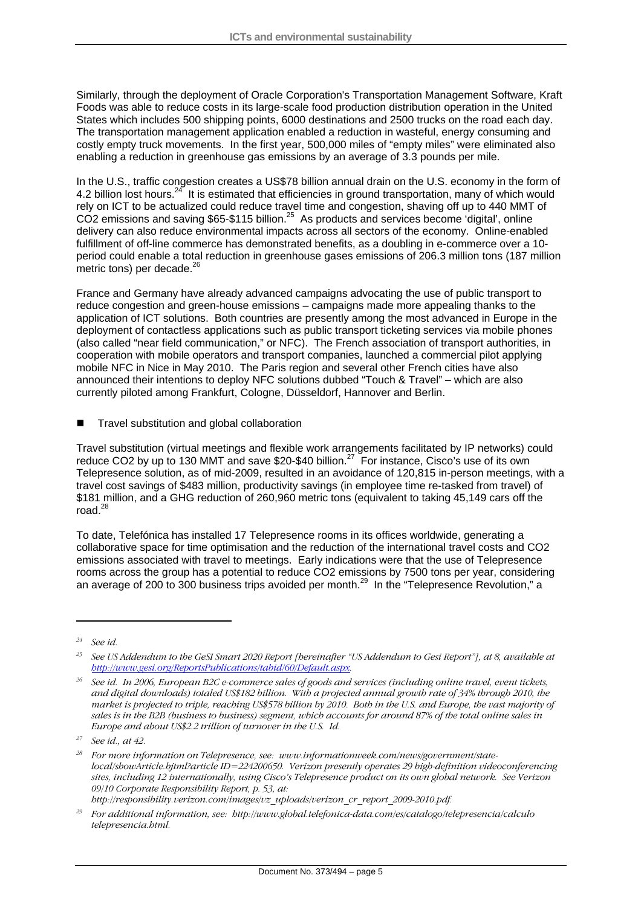Similarly, through the deployment of Oracle Corporation's Transportation Management Software, Kraft Foods was able to reduce costs in its large-scale food production distribution operation in the United States which includes 500 shipping points, 6000 destinations and 2500 trucks on the road each day. The transportation management application enabled a reduction in wasteful, energy consuming and costly empty truck movements. In the first year, 500,000 miles of "empty miles" were eliminated also enabling a reduction in greenhouse gas emissions by an average of 3.3 pounds per mile.

In the U.S., traffic congestion creates a US$78 billion annual drain on the U.S. economy in the form of 4.2 billion lost hours.[24] It is estimated that efficiencies in ground transportation, many of which would rely on ICT to be actualized could reduce travel time and congestion, shaving off up to 440 MMT of $CO_2$ emissions and saving \$65-\$115 billion.[25] As products and services become 'digital', online delivery can also reduce environmental impacts across all sectors of the economy. Online-enabled fulfillment of off-line commerce has demonstrated benefits, as a doubling in e-commerce over a 10-period could enable a total reduction in greenhouse gases emissions of 206.3 million tons (187 million metric tons) per decade.[26]

France and Germany have already advanced campaigns advocating the use of public transport to reduce congestion and green-house emissions – campaigns made more appealing thanks to the application of ICT solutions. Both countries are presently among the most advanced in Europe in the deployment of contactless applications such as public transport ticketing services via mobile phones (also called "near field communication," or NFC). The French association of transport authorities, in cooperation with mobile operators and transport companies, launched a commercial pilot applying mobile NFC in Nice in May 2010. The Paris region and several other French cities have also announced their intentions to deploy NFC solutions dubbed "Touch & Travel" – which are also currently piloted among Frankfurt, Cologne, Düsseldorf, Hannover and Berlin.

- Travel substitution and global collaboration

Travel substitution (virtual meetings and flexible work arrangements facilitated by IP networks) could reduce $CO_2$ by up to 130 MMT and save \$20-\$40 billion.[27] For instance, Cisco's use of its own Telepresence solution, as of mid-2009, resulted in an avoidance of 120,815 in-person meetings, with a travel cost savings of \$483 million, productivity savings (in employee time re-tasked from travel) of \$181 million, and a GHG reduction of 260,960 metric tons (equivalent to taking 45,149 cars off the road.[28]

To date, Telefónica has installed 17 Telepresence rooms in its offices worldwide, generating a collaborative space for time optimisation and the reduction of the international travel costs and $CO_2$ emissions associated with travel to meetings. Early indications were that the use of Telepresence rooms across the group has a potential to reduce $CO_2$ emissions by 7500 tons per year, considering an average of 200 to 300 business trips avoided per month.[29] In the "Telepresence Revolution," a

---

[24] *See id.*

[25] *See US Addendum to the GeSI Smart 2020 Report [hereinafter "US Addendum to Gesi Report"], at 8, available at http://www.gesi.org/ReportsPublications/tabid/60/Default.aspx.*

[26] *See id. In 2006, European B2C e-commerce sales of goods and services (including online travel, event tickets, and digital downloads) totaled US\$182 billion. With a projected annual growth rate of 34% through 2010, the market is projected to triple, reaching US\$578 billion by 2010. Both in the U.S. and Europe, the vast majority of sales is in the B2B (business to business) segment, which accounts for around 87% of the total online sales in Europe and about US\$2.2 trillion of turnover in the U.S. Id.*

[27] *See id., at 42.*

[28] *For more information on Telepresence, see: www.informationweek.com/news/government/state-local/showArticle.jhtml?article ID=224200650. Verizon presently operates 29 high-definition videoconferencing sites, including 12 internationally, using Cisco's Telepresence product on its own global network. See Verizon 09/10 Corporate Responsibility Report, p. 53, at: http://responsibility.verizon.com/images/vz_uploads/verizon_cr_report_2009-2010.pdf.*

[29] *For additional information, see: http://www.global.telefonica-data.com/es/catalogo/telepresencia/calculo telepresencia.html.*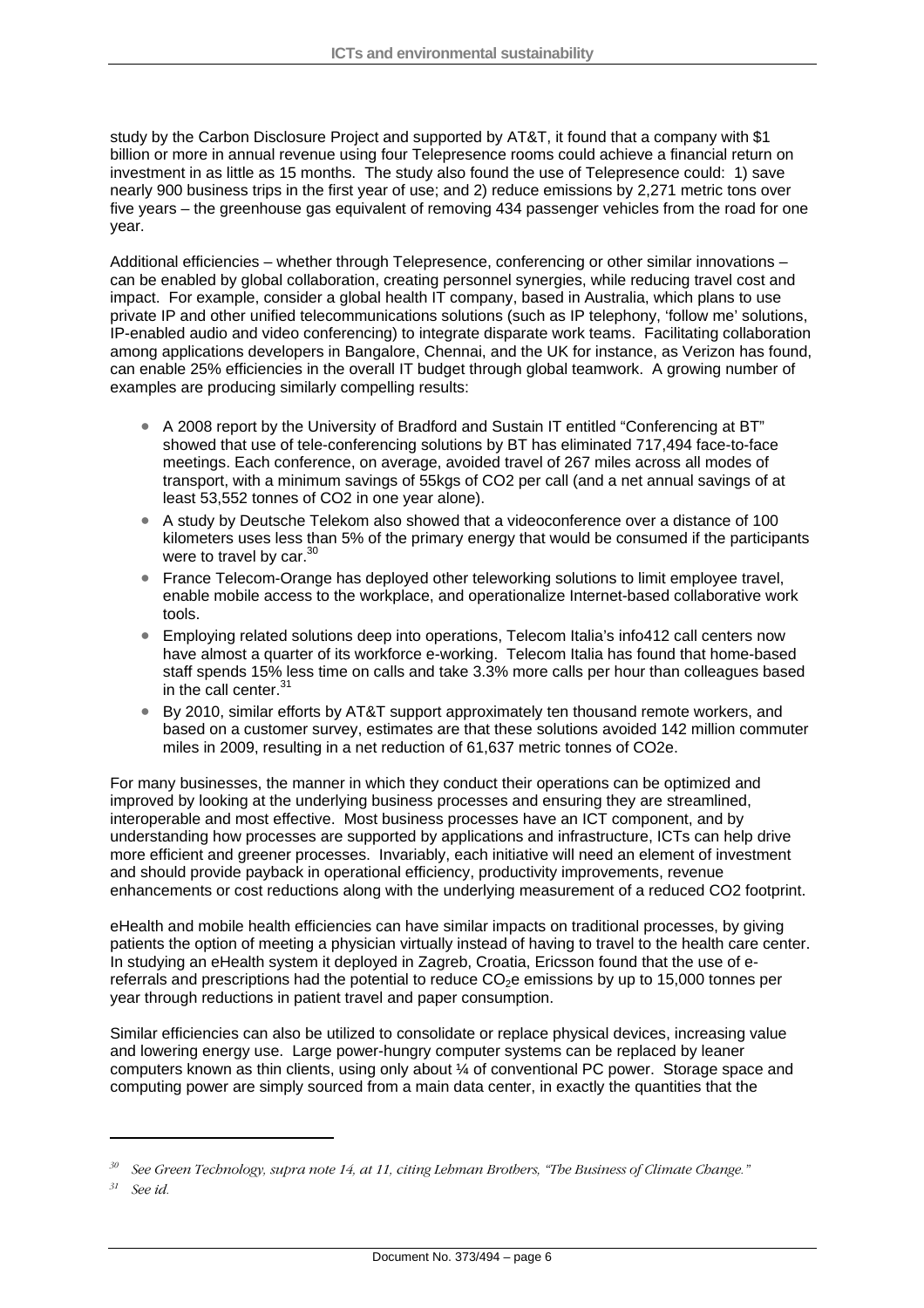study by the Carbon Disclosure Project and supported by AT&T, it found that a company with $1 billion or more in annual revenue using four Telepresence rooms could achieve a financial return on investment in as little as 15 months. The study also found the use of Telepresence could: 1) save nearly 900 business trips in the first year of use; and 2) reduce emissions by 2,271 metric tons over five years – the greenhouse gas equivalent of removing 434 passenger vehicles from the road for one year.

Additional efficiencies – whether through Telepresence, conferencing or other similar innovations – can be enabled by global collaboration, creating personnel synergies, while reducing travel cost and impact. For example, consider a global health IT company, based in Australia, which plans to use private IP and other unified telecommunications solutions (such as IP telephony, 'follow me' solutions, IP-enabled audio and video conferencing) to integrate disparate work teams. Facilitating collaboration among applications developers in Bangalore, Chennai, and the UK for instance, as Verizon has found, can enable 25% efficiencies in the overall IT budget through global teamwork. A growing number of examples are producing similarly compelling results:

- A 2008 report by the University of Bradford and Sustain IT entitled "Conferencing at BT" showed that use of tele-conferencing solutions by BT has eliminated 717,494 face-to-face meetings. Each conference, on average, avoided travel of 267 miles across all modes of transport, with a minimum savings of 55kgs of CO2 per call (and a net annual savings of at least 53,552 tonnes of CO2 in one year alone).
- A study by Deutsche Telekom also showed that a videoconference over a distance of 100 kilometers uses less than 5% of the primary energy that would be consumed if the participants were to travel by car.[30]
- France Telecom-Orange has deployed other teleworking solutions to limit employee travel, enable mobile access to the workplace, and operationalize Internet-based collaborative work tools.
- Employing related solutions deep into operations, Telecom Italia's info412 call centers now have almost a quarter of its workforce e-working. Telecom Italia has found that home-based staff spends 15% less time on calls and take 3.3% more calls per hour than colleagues based in the call center.[31]
- By 2010, similar efforts by AT&T support approximately ten thousand remote workers, and based on a customer survey, estimates are that these solutions avoided 142 million commuter miles in 2009, resulting in a net reduction of 61,637 metric tonnes of CO2e.

For many businesses, the manner in which they conduct their operations can be optimized and improved by looking at the underlying business processes and ensuring they are streamlined, interoperable and most effective. Most business processes have an ICT component, and by understanding how processes are supported by applications and infrastructure, ICTs can help drive more efficient and greener processes. Invariably, each initiative will need an element of investment and should provide payback in operational efficiency, productivity improvements, revenue enhancements or cost reductions along with the underlying measurement of a reduced CO2 footprint.

eHealth and mobile health efficiencies can have similar impacts on traditional processes, by giving patients the option of meeting a physician virtually instead of having to travel to the health care center. In studying an eHealth system it deployed in Zagreb, Croatia, Ericsson found that the use of e-referrals and prescriptions had the potential to reduce $CO_2$e emissions by up to 15,000 tonnes per year through reductions in patient travel and paper consumption.

Similar efficiencies can also be utilized to consolidate or replace physical devices, increasing value and lowering energy use. Large power-hungry computer systems can be replaced by leaner computers known as thin clients, using only about ¼ of conventional PC power. Storage space and computing power are simply sourced from a main data center, in exactly the quantities that the

---

[30] *See Green Technology, supra note 14, at 11, citing Lehman Brothers, "The Business of Climate Change."*

[31] *See id.*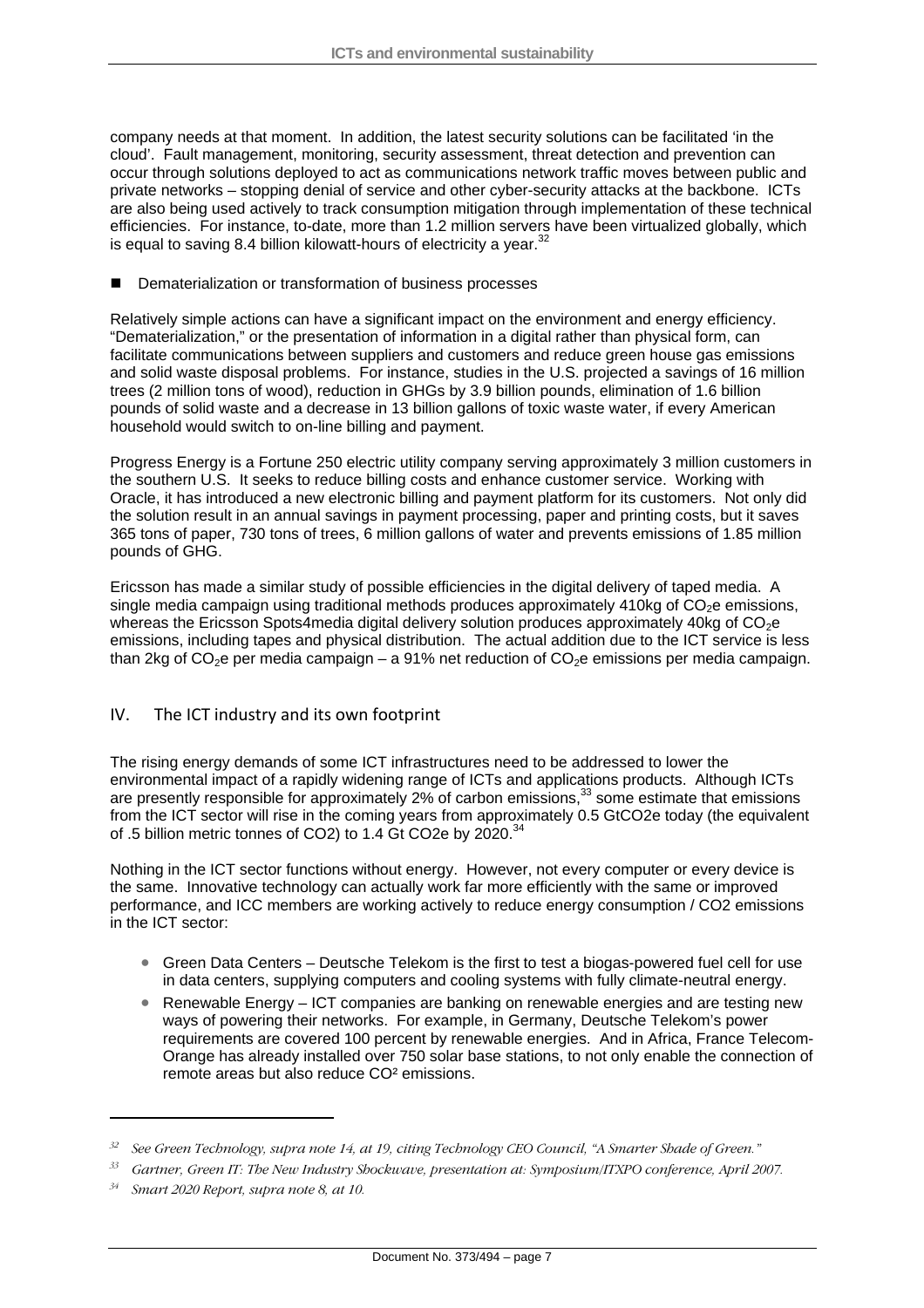company needs at that moment. In addition, the latest security solutions can be facilitated 'in the cloud'. Fault management, monitoring, security assessment, threat detection and prevention can occur through solutions deployed to act as communications network traffic moves between public and private networks – stopping denial of service and other cyber-security attacks at the backbone. ICTs are also being used actively to track consumption mitigation through implementation of these technical efficiencies. For instance, to-date, more than 1.2 million servers have been virtualized globally, which is equal to saving 8.4 billion kilowatt-hours of electricity a year.[32]

- Dematerialization or transformation of business processes

Relatively simple actions can have a significant impact on the environment and energy efficiency. "Dematerialization," or the presentation of information in a digital rather than physical form, can facilitate communications between suppliers and customers and reduce green house gas emissions and solid waste disposal problems. For instance, studies in the U.S. projected a savings of 16 million trees (2 million tons of wood), reduction in GHGs by 3.9 billion pounds, elimination of 1.6 billion pounds of solid waste and a decrease in 13 billion gallons of toxic waste water, if every American household would switch to on-line billing and payment.

Progress Energy is a Fortune 250 electric utility company serving approximately 3 million customers in the southern U.S. It seeks to reduce billing costs and enhance customer service. Working with Oracle, it has introduced a new electronic billing and payment platform for its customers. Not only did the solution result in an annual savings in payment processing, paper and printing costs, but it saves 365 tons of paper, 730 tons of trees, 6 million gallons of water and prevents emissions of 1.85 million pounds of GHG.

Ericsson has made a similar study of possible efficiencies in the digital delivery of taped media. A single media campaign using traditional methods produces approximately 410kg of $CO_2e$ emissions, whereas the Ericsson Spots4media digital delivery solution produces approximately 40kg of $CO_2e$ emissions, including tapes and physical distribution. The actual addition due to the ICT service is less than 2kg of $CO_2e$ per media campaign – a 91% net reduction of $CO_2e$ emissions per media campaign.

## IV. The ICT industry and its own footprint

The rising energy demands of some ICT infrastructures need to be addressed to lower the environmental impact of a rapidly widening range of ICTs and applications products. Although ICTs are presently responsible for approximately 2% of carbon emissions,[33] some estimate that emissions from the ICT sector will rise in the coming years from approximately 0.5 GtCO2e today (the equivalent of .5 billion metric tonnes of CO2) to 1.4 Gt CO2e by 2020.[34]

Nothing in the ICT sector functions without energy. However, not every computer or every device is the same. Innovative technology can actually work far more efficiently with the same or improved performance, and ICC members are working actively to reduce energy consumption / CO2 emissions in the ICT sector:

- Green Data Centers – Deutsche Telekom is the first to test a biogas-powered fuel cell for use in data centers, supplying computers and cooling systems with fully climate-neutral energy.
- Renewable Energy – ICT companies are banking on renewable energies and are testing new ways of powering their networks. For example, in Germany, Deutsche Telekom's power requirements are covered 100 percent by renewable energies. And in Africa, France Telecom-Orange has already installed over 750 solar base stations, to not only enable the connection of remote areas but also reduce $CO^2$ emissions.

---

[32] *See Green Technology, supra note 14, at 19, citing Technology CEO Council, "A Smarter Shade of Green."*

[33] *Gartner, Green IT: The New Industry Shockwave, presentation at: Symposium/ITXPO conference, April 2007.*

[34] *Smart 2020 Report, supra note 8, at 10.*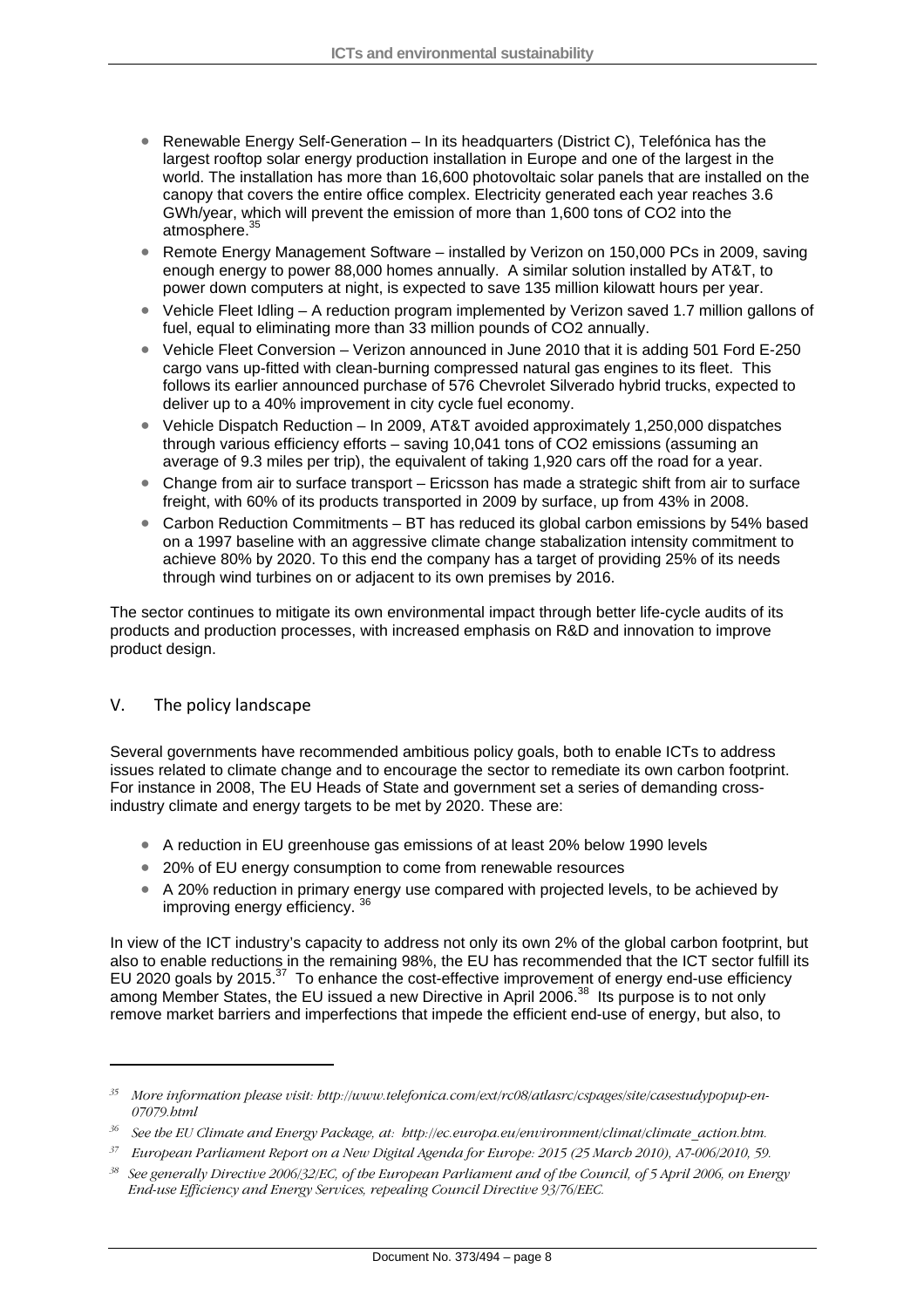- Renewable Energy Self-Generation – In its headquarters (District C), Telefónica has the largest rooftop solar energy production installation in Europe and one of the largest in the world. The installation has more than 16,600 photovoltaic solar panels that are installed on the canopy that covers the entire office complex. Electricity generated each year reaches 3.6 GWh/year, which will prevent the emission of more than 1,600 tons of $CO_2$ into the atmosphere.[35]
- Remote Energy Management Software – installed by Verizon on 150,000 PCs in 2009, saving enough energy to power 88,000 homes annually. A similar solution installed by AT&T, to power down computers at night, is expected to save 135 million kilowatt hours per year.
- Vehicle Fleet Idling – A reduction program implemented by Verizon saved 1.7 million gallons of fuel, equal to eliminating more than 33 million pounds of $CO_2$ annually.
- Vehicle Fleet Conversion – Verizon announced in June 2010 that it is adding 501 Ford E-250 cargo vans up-fitted with clean-burning compressed natural gas engines to its fleet. This follows its earlier announced purchase of 576 Chevrolet Silverado hybrid trucks, expected to deliver up to a 40% improvement in city cycle fuel economy.
- Vehicle Dispatch Reduction – In 2009, AT&T avoided approximately 1,250,000 dispatches through various efficiency efforts – saving 10,041 tons of $CO_2$ emissions (assuming an average of 9.3 miles per trip), the equivalent of taking 1,920 cars off the road for a year.
- Change from air to surface transport – Ericsson has made a strategic shift from air to surface freight, with 60% of its products transported in 2009 by surface, up from 43% in 2008.
- Carbon Reduction Commitments – BT has reduced its global carbon emissions by 54% based on a 1997 baseline with an aggressive climate change stabalization intensity commitment to achieve 80% by 2020. To this end the company has a target of providing 25% of its needs through wind turbines on or adjacent to its own premises by 2016.

The sector continues to mitigate its own environmental impact through better life-cycle audits of its products and production processes, with increased emphasis on R&D and innovation to improve product design.

## V. The policy landscape

Several governments have recommended ambitious policy goals, both to enable ICTs to address issues related to climate change and to encourage the sector to remediate its own carbon footprint. For instance in 2008, The EU Heads of State and government set a series of demanding cross-industry climate and energy targets to be met by 2020. These are:

- A reduction in EU greenhouse gas emissions of at least 20% below 1990 levels
- 20% of EU energy consumption to come from renewable resources
- A 20% reduction in primary energy use compared with projected levels, to be achieved by improving energy efficiency. [36]

In view of the ICT industry's capacity to address not only its own 2% of the global carbon footprint, but also to enable reductions in the remaining 98%, the EU has recommended that the ICT sector fulfill its EU 2020 goals by 2015.[37] To enhance the cost-effective improvement of energy end-use efficiency among Member States, the EU issued a new Directive in April 2006.[38] Its purpose is to not only remove market barriers and imperfections that impede the efficient end-use of energy, but also, to

---

[35] *More information please visit: http://www.telefonica.com/ext/rc08/atlasrc/cspages/site/casestudypopup-en-07079.html*

[36] *See the EU Climate and Energy Package, at: http://ec.europa.eu/environment/climat/climate_action.htm.*

[37] *European Parliament Report on a New Digital Agenda for Europe: 2015 (25 March 2010), A7-006/2010, 59.*

[38] *See generally Directive 2006/32/EC, of the European Parliament and of the Council, of 5 April 2006, on Energy End-use Efficiency and Energy Services, repealing Council Directive 93/76/EEC.*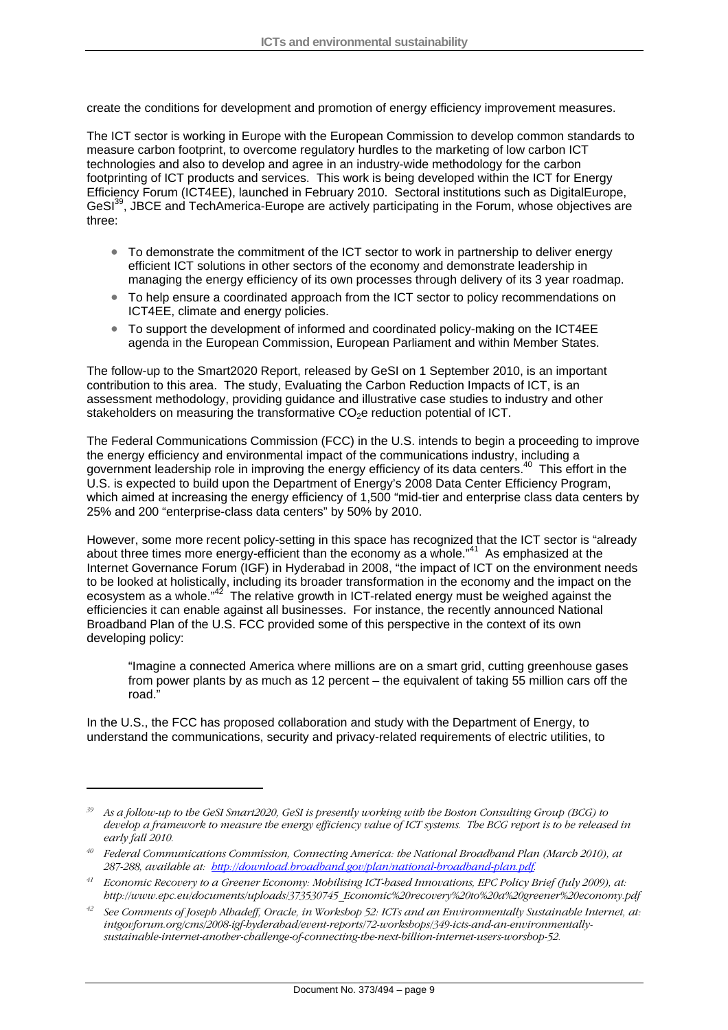create the conditions for development and promotion of energy efficiency improvement measures.

The ICT sector is working in Europe with the European Commission to develop common standards to measure carbon footprint, to overcome regulatory hurdles to the marketing of low carbon ICT technologies and also to develop and agree in an industry-wide methodology for the carbon footprinting of ICT products and services. This work is being developed within the ICT for Energy Efficiency Forum (ICT4EE), launched in February 2010. Sectoral institutions such as DigitalEurope, GeSI[39], JBCE and TechAmerica-Europe are actively participating in the Forum, whose objectives are three:

- To demonstrate the commitment of the ICT sector to work in partnership to deliver energy efficient ICT solutions in other sectors of the economy and demonstrate leadership in managing the energy efficiency of its own processes through delivery of its 3 year roadmap.
- To help ensure a coordinated approach from the ICT sector to policy recommendations on ICT4EE, climate and energy policies.
- To support the development of informed and coordinated policy-making on the ICT4EE agenda in the European Commission, European Parliament and within Member States.

The follow-up to the Smart2020 Report, released by GeSI on 1 September 2010, is an important contribution to this area. The study, Evaluating the Carbon Reduction Impacts of ICT, is an assessment methodology, providing guidance and illustrative case studies to industry and other stakeholders on measuring the transformative $CO_2e$ reduction potential of ICT.

The Federal Communications Commission (FCC) in the U.S. intends to begin a proceeding to improve the energy efficiency and environmental impact of the communications industry, including a government leadership role in improving the energy efficiency of its data centers.[40] This effort in the U.S. is expected to build upon the Department of Energy's 2008 Data Center Efficiency Program, which aimed at increasing the energy efficiency of 1,500 "mid-tier and enterprise class data centers by 25% and 200 "enterprise-class data centers" by 50% by 2010.

However, some more recent policy-setting in this space has recognized that the ICT sector is "already about three times more energy-efficient than the economy as a whole."[41] As emphasized at the Internet Governance Forum (IGF) in Hyderabad in 2008, "the impact of ICT on the environment needs to be looked at holistically, including its broader transformation in the economy and the impact on the ecosystem as a whole."[42] The relative growth in ICT-related energy must be weighed against the efficiencies it can enable against all businesses. For instance, the recently announced National Broadband Plan of the U.S. FCC provided some of this perspective in the context of its own developing policy:

> "Imagine a connected America where millions are on a smart grid, cutting greenhouse gases from power plants by as much as 12 percent – the equivalent of taking 55 million cars off the road."

In the U.S., the FCC has proposed collaboration and study with the Department of Energy, to understand the communications, security and privacy-related requirements of electric utilities, to

---

[39] *As a follow-up to the GeSI Smart2020, GeSI is presently working with the Boston Consulting Group (BCG) to develop a framework to measure the energy efficiency value of ICT systems. The BCG report is to be released in early fall 2010.*

[40] *Federal Communications Commission, Connecting America: the National Broadband Plan (March 2010), at 287-288, available at: http://download.broadband.gov/plan/national-broadband-plan.pdf.*

[41] *Economic Recovery to a Greener Economy: Mobilising ICT-based Innovations, EPC Policy Brief (July 2009), at: http://www.epc.eu/documents/uploads/373530745_Economic%20recovery%20to%20a%20greener%20economy.pdf*

[42] *See Comments of Joseph Alhadeff, Oracle, in Workshop 52: ICTs and an Environmentally Sustainable Internet, at: intgovforum.org/cms/2008-igf-hyderabad/event-reports/72-workshops/349-icts-and-an-environmentally-sustainable-internet-another-challenge-of-connecting-the-next-billion-internet-users-worshop-52.*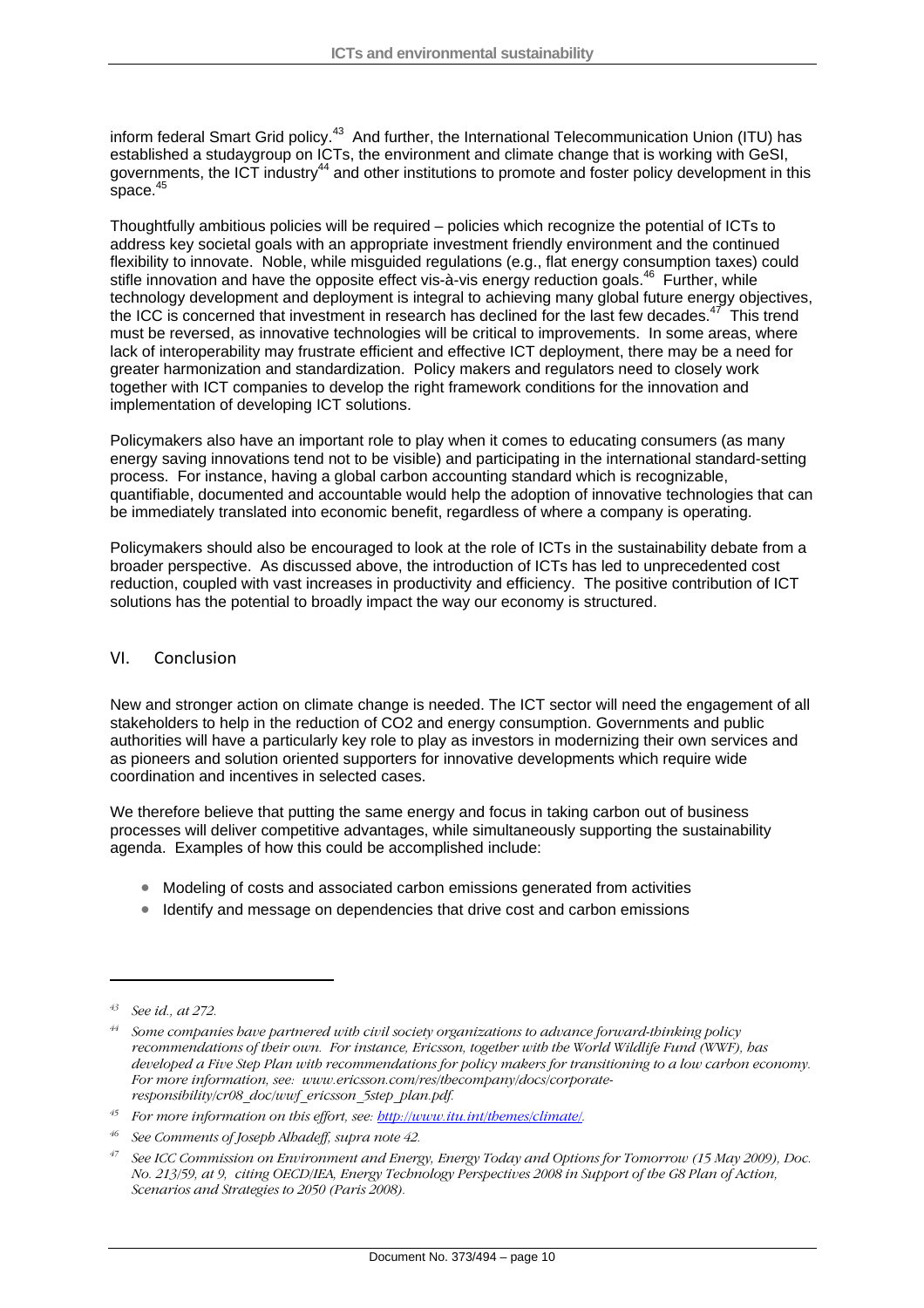inform federal Smart Grid policy.[43] And further, the International Telecommunication Union (ITU) has established a studygroup on ICTs, the environment and climate change that is working with GeSI, governments, the ICT industry[44] and other institutions to promote and foster policy development in this space.[45]

Thoughtfully ambitious policies will be required – policies which recognize the potential of ICTs to address key societal goals with an appropriate investment friendly environment and the continued flexibility to innovate. Noble, while misguided regulations (e.g., flat energy consumption taxes) could stifle innovation and have the opposite effect vis-à-vis energy reduction goals.[46] Further, while technology development and deployment is integral to achieving many global future energy objectives, the ICC is concerned that investment in research has declined for the last few decades.[47] This trend must be reversed, as innovative technologies will be critical to improvements. In some areas, where lack of interoperability may frustrate efficient and effective ICT deployment, there may be a need for greater harmonization and standardization. Policy makers and regulators need to closely work together with ICT companies to develop the right framework conditions for the innovation and implementation of developing ICT solutions.

Policymakers also have an important role to play when it comes to educating consumers (as many energy saving innovations tend not to be visible) and participating in the international standard-setting process. For instance, having a global carbon accounting standard which is recognizable, quantifiable, documented and accountable would help the adoption of innovative technologies that can be immediately translated into economic benefit, regardless of where a company is operating.

Policymakers should also be encouraged to look at the role of ICTs in the sustainability debate from a broader perspective. As discussed above, the introduction of ICTs has led to unprecedented cost reduction, coupled with vast increases in productivity and efficiency. The positive contribution of ICT solutions has the potential to broadly impact the way our economy is structured.

## VI. Conclusion

New and stronger action on climate change is needed. The ICT sector will need the engagement of all stakeholders to help in the reduction of CO2 and energy consumption. Governments and public authorities will have a particularly key role to play as investors in modernizing their own services and as pioneers and solution oriented supporters for innovative developments which require wide coordination and incentives in selected cases.

We therefore believe that putting the same energy and focus in taking carbon out of business processes will deliver competitive advantages, while simultaneously supporting the sustainability agenda. Examples of how this could be accomplished include:

- Modeling of costs and associated carbon emissions generated from activities
- Identify and message on dependencies that drive cost and carbon emissions

---

[43] *See id., at 272.*

[44] *Some companies have partnered with civil society organizations to advance forward-thinking policy recommendations of their own. For instance, Ericsson, together with the World Wildlife Fund (WWF), has developed a Five Step Plan with recommendations for policy makers for transitioning to a low carbon economy. For more information, see: www.ericsson.com/res/thecompany/docs/corporate-responsibility/cr08_doc/wwf_ericsson_5step_plan.pdf.*

[45] *For more information on this effort, see: http://www.itu.int/themes/climate/.*

[46] *See Comments of Joseph Alhadeff, supra note 42.*

[47] *See ICC Commission on Environment and Energy, Energy Today and Options for Tomorrow (15 May 2009), Doc. No. 213/59, at 9, citing OECD/IEA, Energy Technology Perspectives 2008 in Support of the G8 Plan of Action, Scenarios and Strategies to 2050 (Paris 2008).*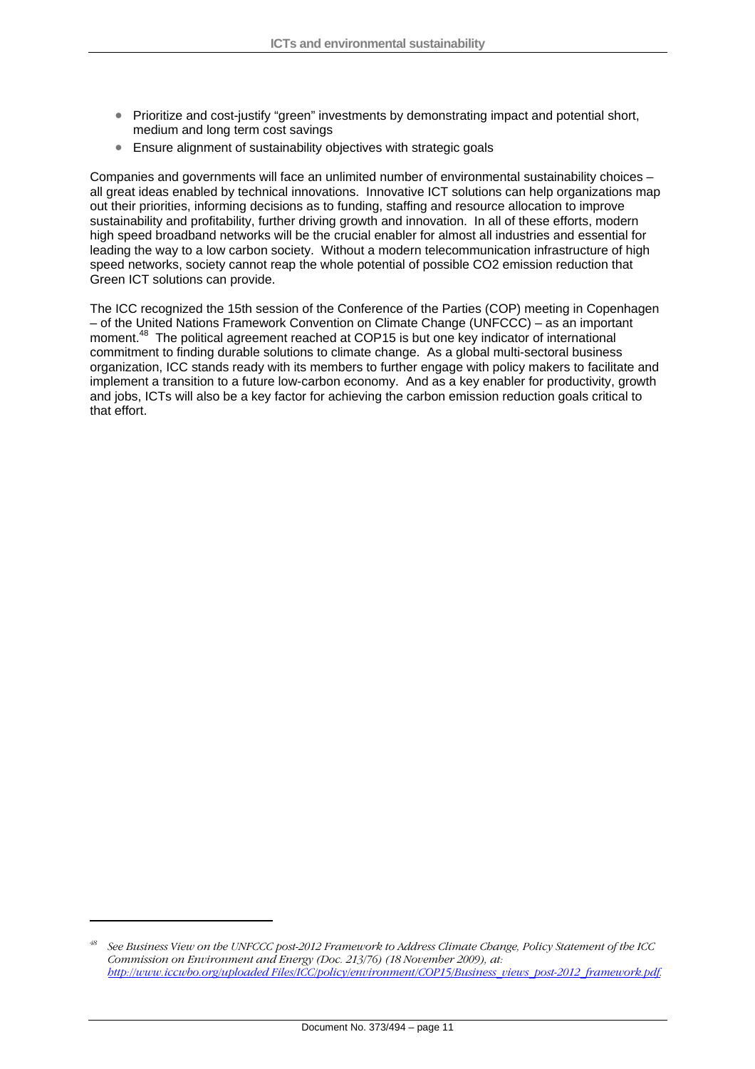- Prioritize and cost-justify "green" investments by demonstrating impact and potential short, medium and long term cost savings
- Ensure alignment of sustainability objectives with strategic goals

Companies and governments will face an unlimited number of environmental sustainability choices – all great ideas enabled by technical innovations. Innovative ICT solutions can help organizations map out their priorities, informing decisions as to funding, staffing and resource allocation to improve sustainability and profitability, further driving growth and innovation. In all of these efforts, modern high speed broadband networks will be the crucial enabler for almost all industries and essential for leading the way to a low carbon society. Without a modern telecommunication infrastructure of high speed networks, society cannot reap the whole potential of possible CO2 emission reduction that Green ICT solutions can provide.

The ICC recognized the 15th session of the Conference of the Parties (COP) meeting in Copenhagen – of the United Nations Framework Convention on Climate Change (UNFCCC) – as an important moment.[48] The political agreement reached at COP15 is but one key indicator of international commitment to finding durable solutions to climate change. As a global multi-sectoral business organization, ICC stands ready with its members to further engage with policy makers to facilitate and implement a transition to a future low-carbon economy. And as a key enabler for productivity, growth and jobs, ICTs will also be a key factor for achieving the carbon emission reduction goals critical to that effort.

---

[48] *See Business View on the UNFCCC post-2012 Framework to Address Climate Change, Policy Statement of the ICC Commission on Environment and Energy (Doc. 213/76) (18 November 2009), at: http://www.iccwbo.org/uploaded Files/ICC/policy/environment/COP15/Business_views_post-2012_framework.pdf.*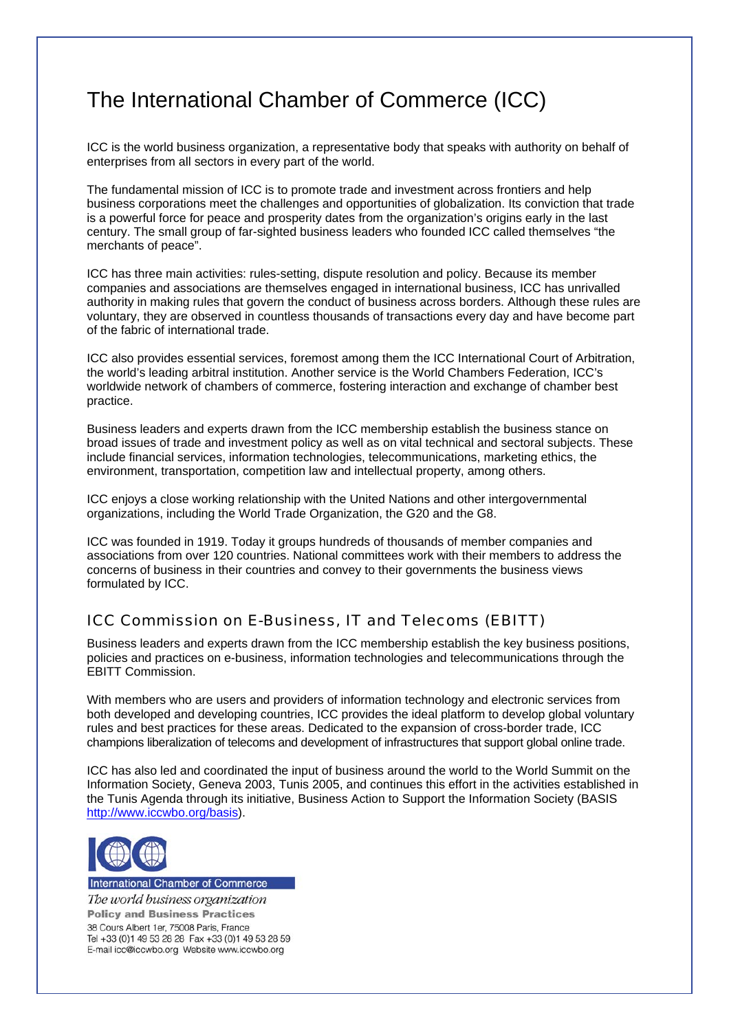# The International Chamber of Commerce (ICC)

ICC is the world business organization, a representative body that speaks with authority on behalf of enterprises from all sectors in every part of the world.

The fundamental mission of ICC is to promote trade and investment across frontiers and help business corporations meet the challenges and opportunities of globalization. Its conviction that trade is a powerful force for peace and prosperity dates from the organization's origins early in the last century. The small group of far-sighted business leaders who founded ICC called themselves "the merchants of peace".

ICC has three main activities: rules-setting, dispute resolution and policy. Because its member companies and associations are themselves engaged in international business, ICC has unrivalled authority in making rules that govern the conduct of business across borders. Although these rules are voluntary, they are observed in countless thousands of transactions every day and have become part of the fabric of international trade.

ICC also provides essential services, foremost among them the ICC International Court of Arbitration, the world's leading arbitral institution. Another service is the World Chambers Federation, ICC's worldwide network of chambers of commerce, fostering interaction and exchange of chamber best practice.

Business leaders and experts drawn from the ICC membership establish the business stance on broad issues of trade and investment policy as well as on vital technical and sectoral subjects. These include financial services, information technologies, telecommunications, marketing ethics, the environment, transportation, competition law and intellectual property, among others.

ICC enjoys a close working relationship with the United Nations and other intergovernmental organizations, including the World Trade Organization, the G20 and the G8.

ICC was founded in 1919. Today it groups hundreds of thousands of member companies and associations from over 120 countries. National committees work with their members to address the concerns of business in their countries and convey to their governments the business views formulated by ICC.

## ICC Commission on E-Business, IT and Telecoms (EBITT)

Business leaders and experts drawn from the ICC membership establish the key business positions, policies and practices on e-business, information technologies and telecommunications through the EBITT Commission.

With members who are users and providers of information technology and electronic services from both developed and developing countries, ICC provides the ideal platform to develop global voluntary rules and best practices for these areas. Dedicated to the expansion of cross-border trade, ICC champions liberalization of telecoms and development of infrastructures that support global online trade.

ICC has also led and coordinated the input of business around the world to the World Summit on the Information Society, Geneva 2003, Tunis 2005, and continues this effort in the activities established in the Tunis Agenda through its initiative, Business Action to Support the Information Society (BASIS http://www.iccwbo.org/basis).

International Chamber of Commerce

*The world business organization*

**Policy and Business Practices**

38 Cours Albert 1er, 75008 Paris, France
Tel +33 (0)1 49 53 28 28 Fax +33 (0)1 49 53 28 59
E-mail icc@iccwbo.org Website www.iccwbo.org